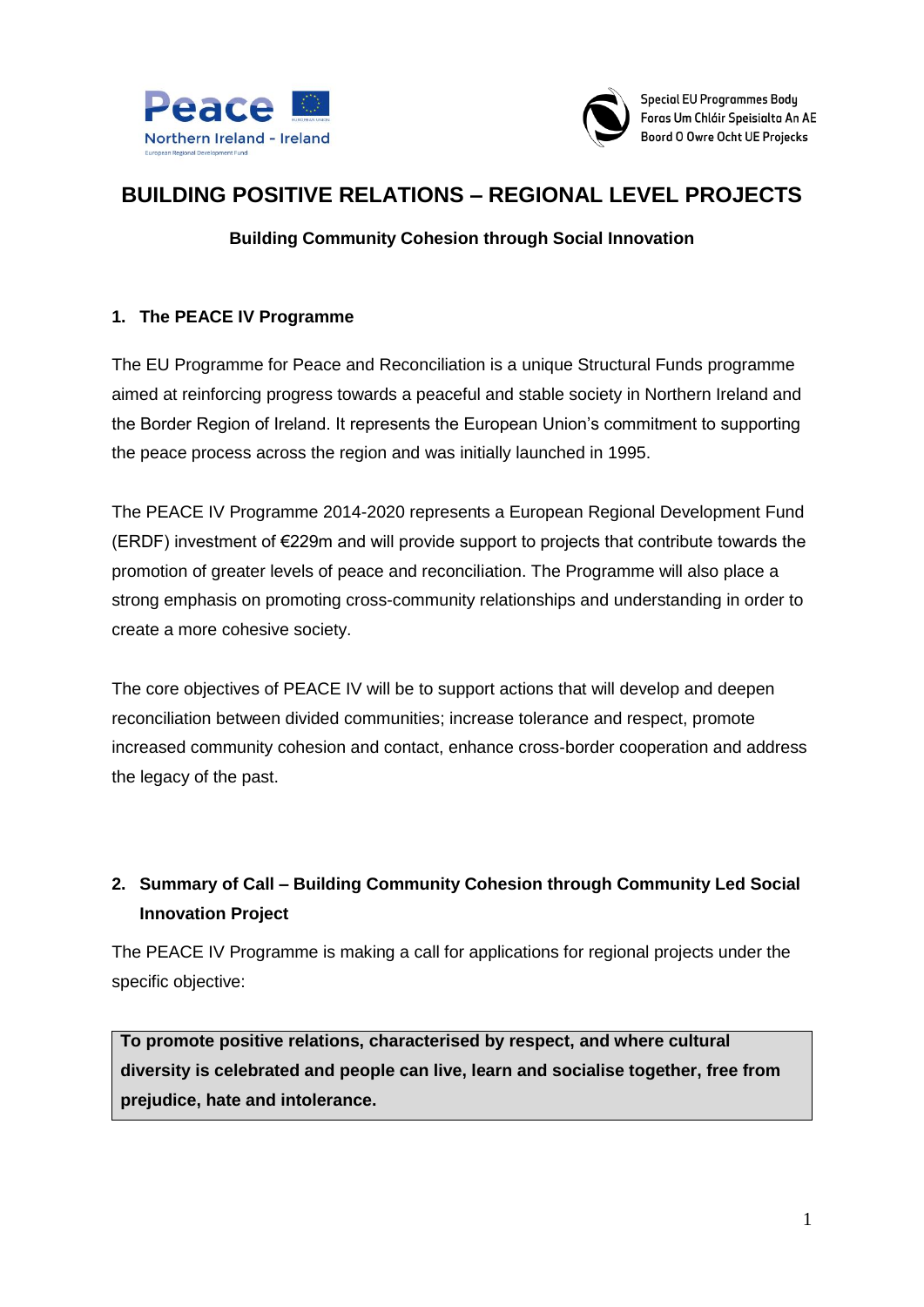Peace

Northern Ireland - Ireland

European Regional Development Fund

Special EU Programmes Body
Foras Um Chláir Speisialta An AE
Boord O Owre Ocht UE Projecks

# BUILDING POSITIVE RELATIONS – REGIONAL LEVEL PROJECTS

**Building Community Cohesion through Social Innovation**

## 1. The PEACE IV Programme

The EU Programme for Peace and Reconciliation is a unique Structural Funds programme aimed at reinforcing progress towards a peaceful and stable society in Northern Ireland and the Border Region of Ireland. It represents the European Union's commitment to supporting the peace process across the region and was initially launched in 1995.

The PEACE IV Programme 2014-2020 represents a European Regional Development Fund (ERDF) investment of €229m and will provide support to projects that contribute towards the promotion of greater levels of peace and reconciliation. The Programme will also place a strong emphasis on promoting cross-community relationships and understanding in order to create a more cohesive society.

The core objectives of PEACE IV will be to support actions that will develop and deepen reconciliation between divided communities; increase tolerance and respect, promote increased community cohesion and contact, enhance cross-border cooperation and address the legacy of the past.

## 2. Summary of Call – Building Community Cohesion through Community Led Social Innovation Project

The PEACE IV Programme is making a call for applications for regional projects under the specific objective:

| **To promote positive relations, characterised by respect, and where cultural diversity is celebrated and people can live, learn and socialise together, free from prejudice, hate and intolerance.** |
|---|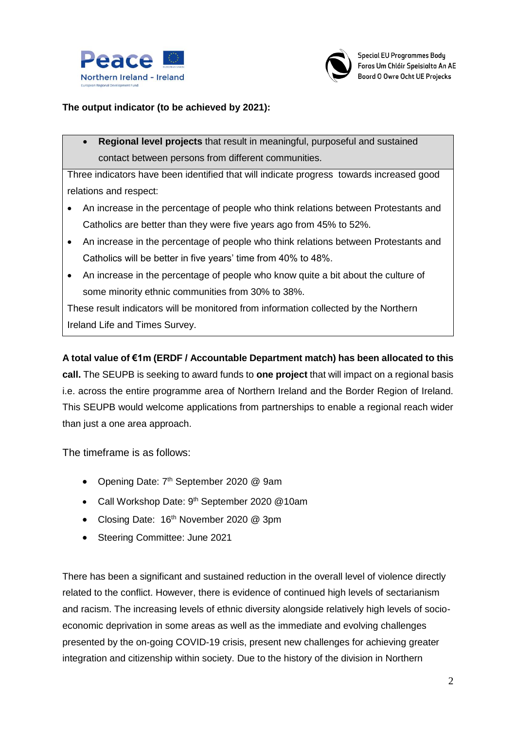**The output indicator (to be achieved by 2021):**

- **Regional level projects** that result in meaningful, purposeful and sustained contact between persons from different communities.

Three indicators have been identified that will indicate progress towards increased good relations and respect:

- An increase in the percentage of people who think relations between Protestants and Catholics are better than they were five years ago from 45% to 52%.
- An increase in the percentage of people who think relations between Protestants and Catholics will be better in five years' time from 40% to 48%.
- An increase in the percentage of people who know quite a bit about the culture of some minority ethnic communities from 30% to 38%.

These result indicators will be monitored from information collected by the Northern Ireland Life and Times Survey.

**A total value of €1m (ERDF / Accountable Department match) has been allocated to this call.** The SEUPB is seeking to award funds to **one project** that will impact on a regional basis i.e. across the entire programme area of Northern Ireland and the Border Region of Ireland. This SEUPB would welcome applications from partnerships to enable a regional reach wider than just a one area approach.

The timeframe is as follows:

- Opening Date: 7th September 2020 @ 9am
- Call Workshop Date: 9th September 2020 @10am
- Closing Date: 16th November 2020 @ 3pm
- Steering Committee: June 2021

There has been a significant and sustained reduction in the overall level of violence directly related to the conflict. However, there is evidence of continued high levels of sectarianism and racism. The increasing levels of ethnic diversity alongside relatively high levels of socio-economic deprivation in some areas as well as the immediate and evolving challenges presented by the on-going COVID-19 crisis, present new challenges for achieving greater integration and citizenship within society. Due to the history of the division in Northern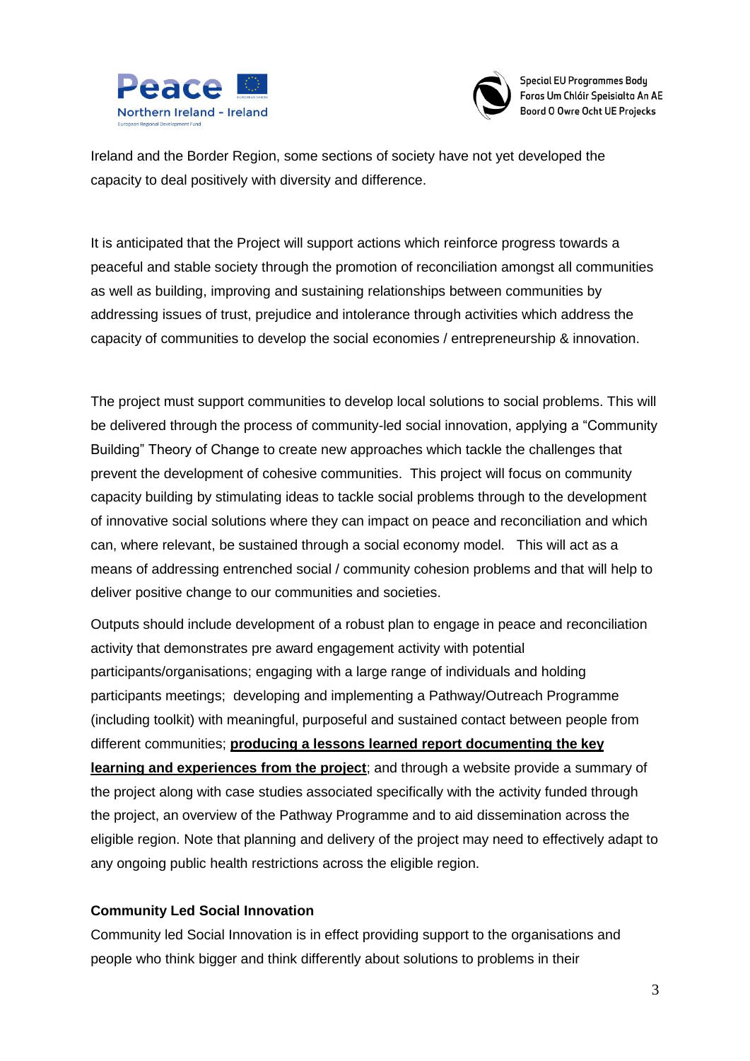Ireland and the Border Region, some sections of society have not yet developed the capacity to deal positively with diversity and difference.

It is anticipated that the Project will support actions which reinforce progress towards a peaceful and stable society through the promotion of reconciliation amongst all communities as well as building, improving and sustaining relationships between communities by addressing issues of trust, prejudice and intolerance through activities which address the capacity of communities to develop the social economies / entrepreneurship & innovation.

The project must support communities to develop local solutions to social problems. This will be delivered through the process of community-led social innovation, applying a "Community Building" Theory of Change to create new approaches which tackle the challenges that prevent the development of cohesive communities. This project will focus on community capacity building by stimulating ideas to tackle social problems through to the development of innovative social solutions where they can impact on peace and reconciliation and which can, where relevant, be sustained through a social economy model. This will act as a means of addressing entrenched social / community cohesion problems and that will help to deliver positive change to our communities and societies.

Outputs should include development of a robust plan to engage in peace and reconciliation activity that demonstrates pre award engagement activity with potential participants/organisations; engaging with a large range of individuals and holding participants meetings; developing and implementing a Pathway/Outreach Programme (including toolkit) with meaningful, purposeful and sustained contact between people from different communities; **producing a lessons learned report documenting the key learning and experiences from the project**; and through a website provide a summary of the project along with case studies associated specifically with the activity funded through the project, an overview of the Pathway Programme and to aid dissemination across the eligible region. Note that planning and delivery of the project may need to effectively adapt to any ongoing public health restrictions across the eligible region.

**Community Led Social Innovation**

Community led Social Innovation is in effect providing support to the organisations and people who think bigger and think differently about solutions to problems in their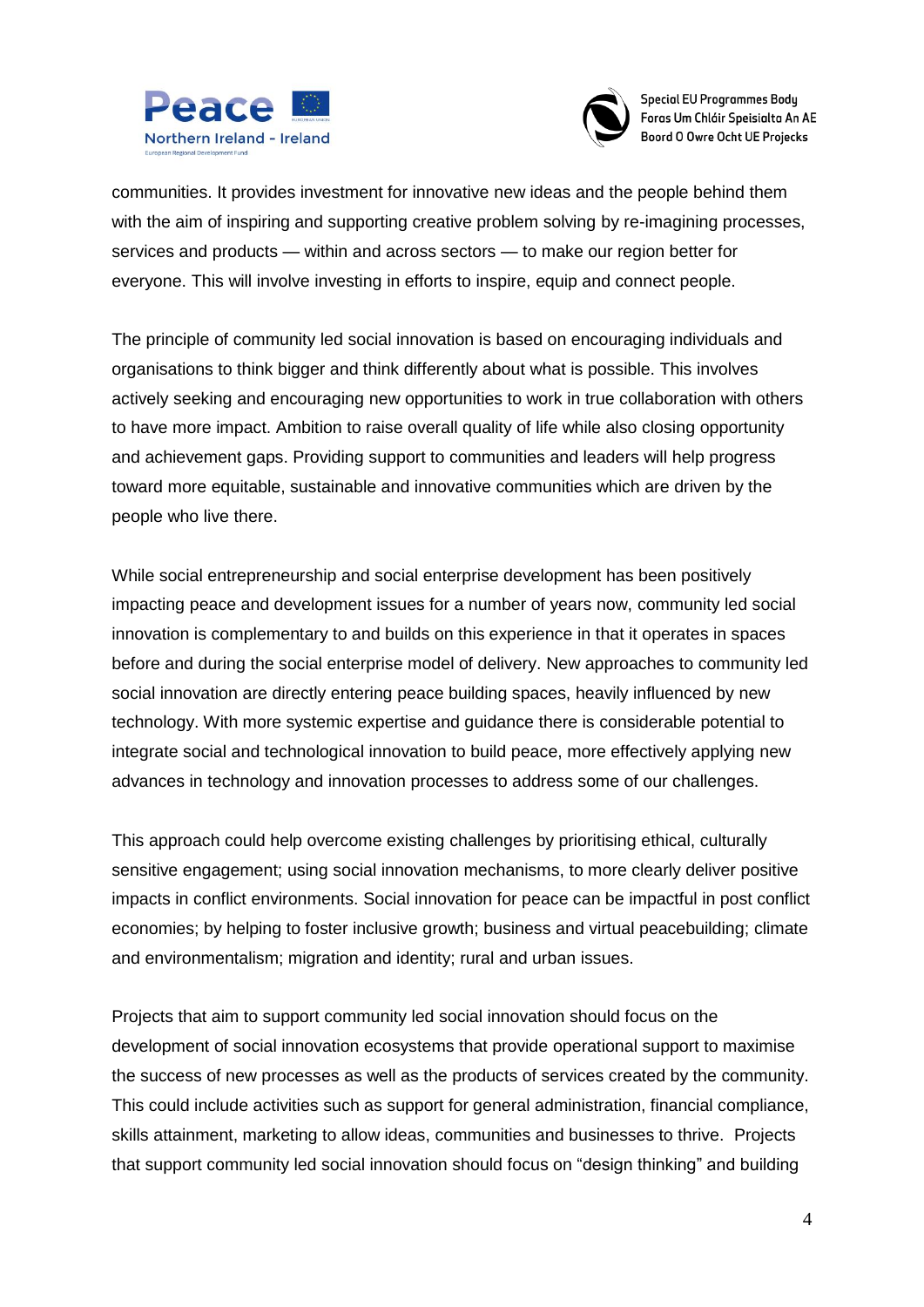communities. It provides investment for innovative new ideas and the people behind them with the aim of inspiring and supporting creative problem solving by re-imagining processes, services and products — within and across sectors — to make our region better for everyone. This will involve investing in efforts to inspire, equip and connect people.

The principle of community led social innovation is based on encouraging individuals and organisations to think bigger and think differently about what is possible. This involves actively seeking and encouraging new opportunities to work in true collaboration with others to have more impact. Ambition to raise overall quality of life while also closing opportunity and achievement gaps. Providing support to communities and leaders will help progress toward more equitable, sustainable and innovative communities which are driven by the people who live there.

While social entrepreneurship and social enterprise development has been positively impacting peace and development issues for a number of years now, community led social innovation is complementary to and builds on this experience in that it operates in spaces before and during the social enterprise model of delivery. New approaches to community led social innovation are directly entering peace building spaces, heavily influenced by new technology. With more systemic expertise and guidance there is considerable potential to integrate social and technological innovation to build peace, more effectively applying new advances in technology and innovation processes to address some of our challenges.

This approach could help overcome existing challenges by prioritising ethical, culturally sensitive engagement; using social innovation mechanisms, to more clearly deliver positive impacts in conflict environments. Social innovation for peace can be impactful in post conflict economies; by helping to foster inclusive growth; business and virtual peacebuilding; climate and environmentalism; migration and identity; rural and urban issues.

Projects that aim to support community led social innovation should focus on the development of social innovation ecosystems that provide operational support to maximise the success of new processes as well as the products of services created by the community. This could include activities such as support for general administration, financial compliance, skills attainment, marketing to allow ideas, communities and businesses to thrive. Projects that support community led social innovation should focus on "design thinking" and building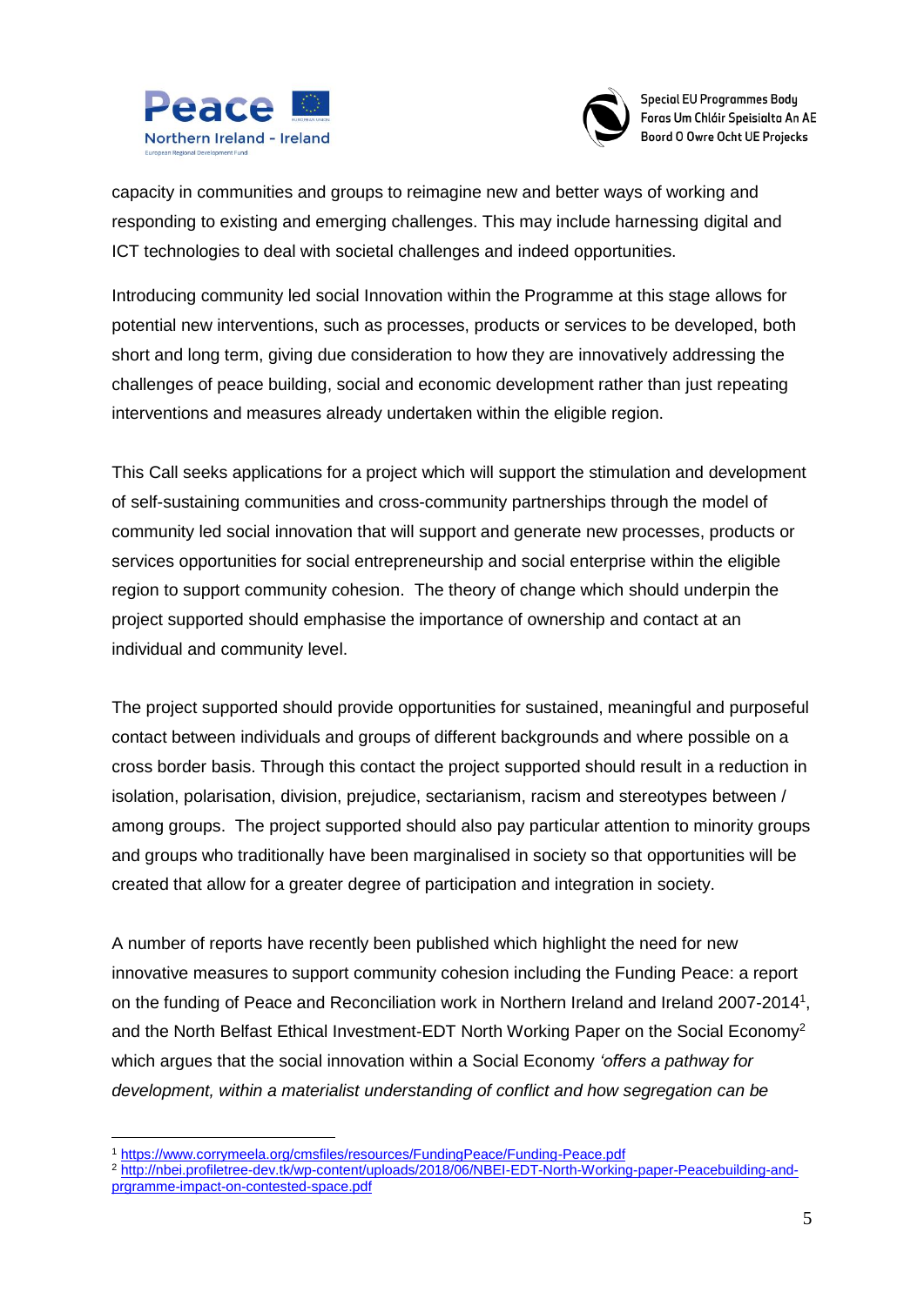capacity in communities and groups to reimagine new and better ways of working and responding to existing and emerging challenges. This may include harnessing digital and ICT technologies to deal with societal challenges and indeed opportunities.

Introducing community led social Innovation within the Programme at this stage allows for potential new interventions, such as processes, products or services to be developed, both short and long term, giving due consideration to how they are innovatively addressing the challenges of peace building, social and economic development rather than just repeating interventions and measures already undertaken within the eligible region.

This Call seeks applications for a project which will support the stimulation and development of self-sustaining communities and cross-community partnerships through the model of community led social innovation that will support and generate new processes, products or services opportunities for social entrepreneurship and social enterprise within the eligible region to support community cohesion. The theory of change which should underpin the project supported should emphasise the importance of ownership and contact at an individual and community level.

The project supported should provide opportunities for sustained, meaningful and purposeful contact between individuals and groups of different backgrounds and where possible on a cross border basis. Through this contact the project supported should result in a reduction in isolation, polarisation, division, prejudice, sectarianism, racism and stereotypes between / among groups. The project supported should also pay particular attention to minority groups and groups who traditionally have been marginalised in society so that opportunities will be created that allow for a greater degree of participation and integration in society.

A number of reports have recently been published which highlight the need for new innovative measures to support community cohesion including the Funding Peace: a report on the funding of Peace and Reconciliation work in Northern Ireland and Ireland 2007-2014[1], and the North Belfast Ethical Investment-EDT North Working Paper on the Social Economy[2] which argues that the social innovation within a Social Economy *'offers a pathway for development, within a materialist understanding of conflict and how segregation can be*

---

[1] https://www.corrymeela.org/cmsfiles/resources/FundingPeace/Funding-Peace.pdf

[2] http://nbei.profiletree-dev.tk/wp-content/uploads/2018/06/NBEI-EDT-North-Working-paper-Peacebuilding-and-prgramme-impact-on-contested-space.pdf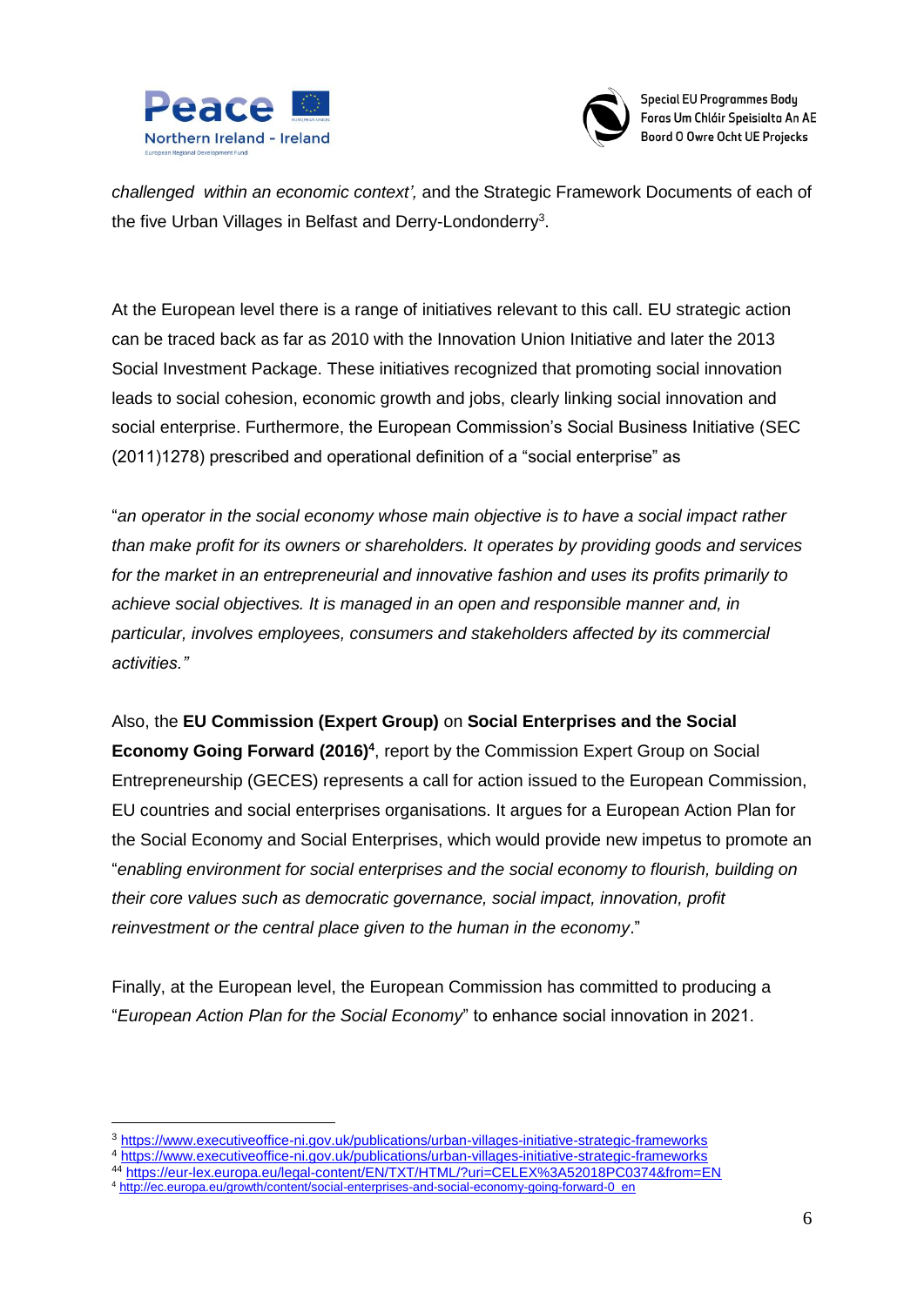*challenged within an economic context',* and the Strategic Framework Documents of each of the five Urban Villages in Belfast and Derry-Londonderry[3].

At the European level there is a range of initiatives relevant to this call. EU strategic action can be traced back as far as 2010 with the Innovation Union Initiative and later the 2013 Social Investment Package. These initiatives recognized that promoting social innovation leads to social cohesion, economic growth and jobs, clearly linking social innovation and social enterprise. Furthermore, the European Commission's Social Business Initiative (SEC (2011)1278) prescribed and operational definition of a "social enterprise" as

"*an operator in the social economy whose main objective is to have a social impact rather than make profit for its owners or shareholders. It operates by providing goods and services for the market in an entrepreneurial and innovative fashion and uses its profits primarily to achieve social objectives. It is managed in an open and responsible manner and, in particular, involves employees, consumers and stakeholders affected by its commercial activities."*

Also, the **EU Commission (Expert Group)** on **Social Enterprises and the Social Economy Going Forward (2016)[4]**, report by the Commission Expert Group on Social Entrepreneurship (GECES) represents a call for action issued to the European Commission, EU countries and social enterprises organisations. It argues for a European Action Plan for the Social Economy and Social Enterprises, which would provide new impetus to promote an "*enabling environment for social enterprises and the social economy to flourish, building on their core values such as democratic governance, social impact, innovation, profit reinvestment or the central place given to the human in the economy*."

Finally, at the European level, the European Commission has committed to producing a "*European Action Plan for the Social Economy*" to enhance social innovation in 2021.

---

[3] https://www.executiveoffice-ni.gov.uk/publications/urban-villages-initiative-strategic-frameworks

[4] https://www.executiveoffice-ni.gov.uk/publications/urban-villages-initiative-strategic-frameworks

[44] https://eur-lex.europa.eu/legal-content/EN/TXT/HTML/?uri=CELEX%3A52018PC0374&from=EN

[4] http://ec.europa.eu/growth/content/social-enterprises-and-social-economy-going-forward-0_en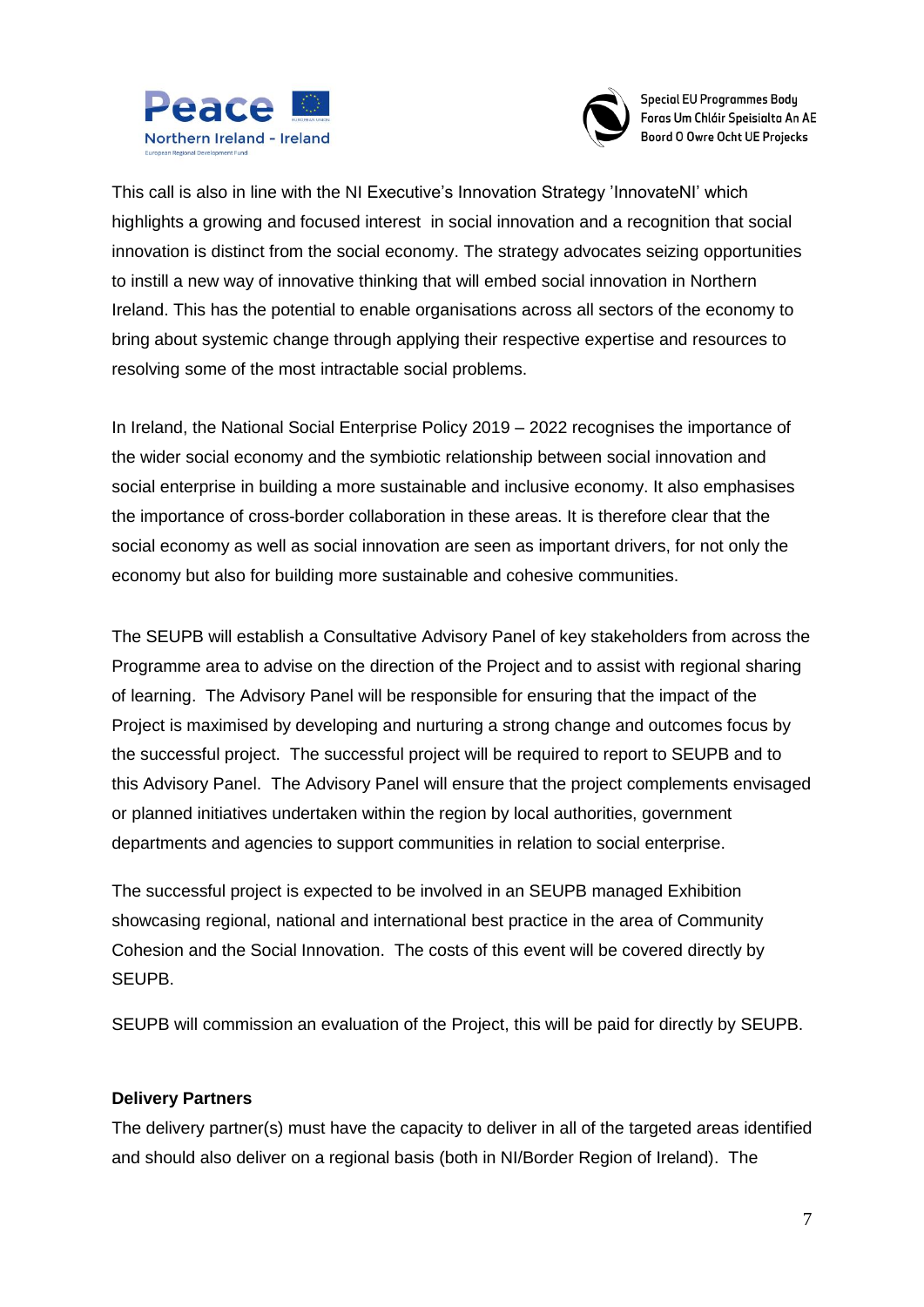This call is also in line with the NI Executive's Innovation Strategy 'InnovateNI' which highlights a growing and focused interest in social innovation and a recognition that social innovation is distinct from the social economy. The strategy advocates seizing opportunities to instill a new way of innovative thinking that will embed social innovation in Northern Ireland. This has the potential to enable organisations across all sectors of the economy to bring about systemic change through applying their respective expertise and resources to resolving some of the most intractable social problems.

In Ireland, the National Social Enterprise Policy 2019 – 2022 recognises the importance of the wider social economy and the symbiotic relationship between social innovation and social enterprise in building a more sustainable and inclusive economy. It also emphasises the importance of cross-border collaboration in these areas. It is therefore clear that the social economy as well as social innovation are seen as important drivers, for not only the economy but also for building more sustainable and cohesive communities.

The SEUPB will establish a Consultative Advisory Panel of key stakeholders from across the Programme area to advise on the direction of the Project and to assist with regional sharing of learning. The Advisory Panel will be responsible for ensuring that the impact of the Project is maximised by developing and nurturing a strong change and outcomes focus by the successful project. The successful project will be required to report to SEUPB and to this Advisory Panel. The Advisory Panel will ensure that the project complements envisaged or planned initiatives undertaken within the region by local authorities, government departments and agencies to support communities in relation to social enterprise.

The successful project is expected to be involved in an SEUPB managed Exhibition showcasing regional, national and international best practice in the area of Community Cohesion and the Social Innovation. The costs of this event will be covered directly by SEUPB.

SEUPB will commission an evaluation of the Project, this will be paid for directly by SEUPB.

**Delivery Partners**

The delivery partner(s) must have the capacity to deliver in all of the targeted areas identified and should also deliver on a regional basis (both in NI/Border Region of Ireland). The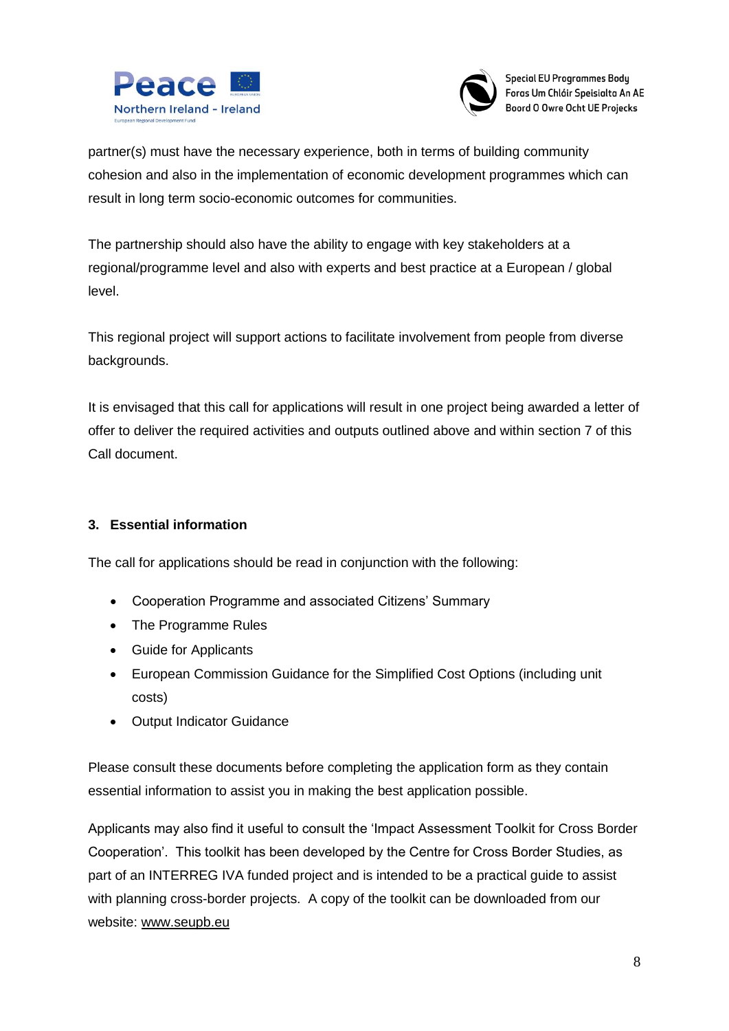partner(s) must have the necessary experience, both in terms of building community cohesion and also in the implementation of economic development programmes which can result in long term socio-economic outcomes for communities.

The partnership should also have the ability to engage with key stakeholders at a regional/programme level and also with experts and best practice at a European / global level.

This regional project will support actions to facilitate involvement from people from diverse backgrounds.

It is envisaged that this call for applications will result in one project being awarded a letter of offer to deliver the required activities and outputs outlined above and within section 7 of this Call document.

## 3. Essential information

The call for applications should be read in conjunction with the following:

- Cooperation Programme and associated Citizens' Summary
- The Programme Rules
- Guide for Applicants
- European Commission Guidance for the Simplified Cost Options (including unit costs)
- Output Indicator Guidance

Please consult these documents before completing the application form as they contain essential information to assist you in making the best application possible.

Applicants may also find it useful to consult the 'Impact Assessment Toolkit for Cross Border Cooperation'. This toolkit has been developed by the Centre for Cross Border Studies, as part of an INTERREG IVA funded project and is intended to be a practical guide to assist with planning cross-border projects. A copy of the toolkit can be downloaded from our website: www.seupb.eu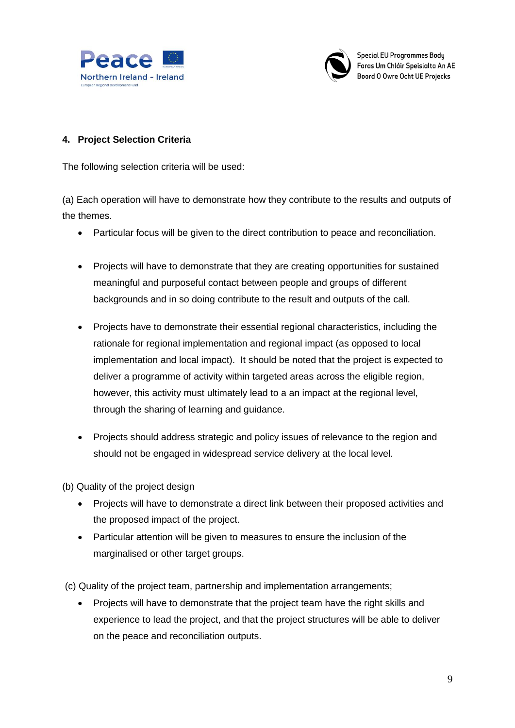## 4. Project Selection Criteria

The following selection criteria will be used:

(a) Each operation will have to demonstrate how they contribute to the results and outputs of the themes.

- Particular focus will be given to the direct contribution to peace and reconciliation.
- Projects will have to demonstrate that they are creating opportunities for sustained meaningful and purposeful contact between people and groups of different backgrounds and in so doing contribute to the result and outputs of the call.
- Projects have to demonstrate their essential regional characteristics, including the rationale for regional implementation and regional impact (as opposed to local implementation and local impact). It should be noted that the project is expected to deliver a programme of activity within targeted areas across the eligible region, however, this activity must ultimately lead to a an impact at the regional level, through the sharing of learning and guidance.
- Projects should address strategic and policy issues of relevance to the region and should not be engaged in widespread service delivery at the local level.

(b) Quality of the project design

- Projects will have to demonstrate a direct link between their proposed activities and the proposed impact of the project.
- Particular attention will be given to measures to ensure the inclusion of the marginalised or other target groups.

(c) Quality of the project team, partnership and implementation arrangements;

- Projects will have to demonstrate that the project team have the right skills and experience to lead the project, and that the project structures will be able to deliver on the peace and reconciliation outputs.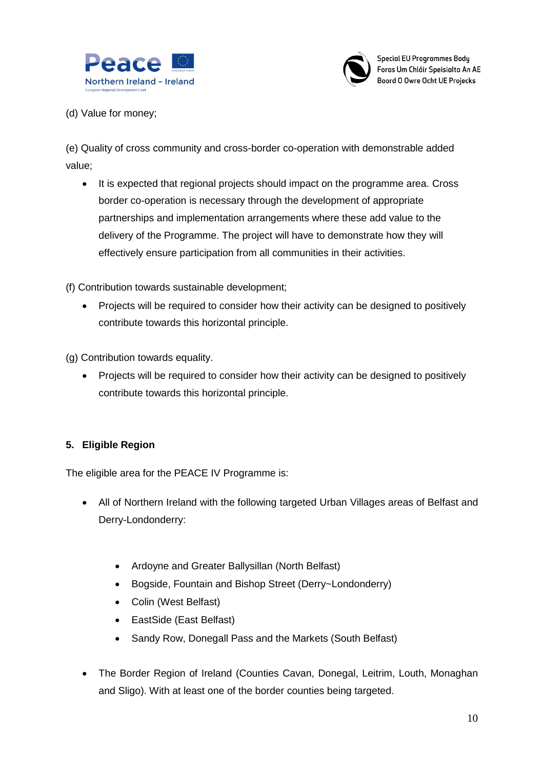(d) Value for money;

(e) Quality of cross community and cross-border co-operation with demonstrable added value;

- It is expected that regional projects should impact on the programme area. Cross border co-operation is necessary through the development of appropriate partnerships and implementation arrangements where these add value to the delivery of the Programme. The project will have to demonstrate how they will effectively ensure participation from all communities in their activities.

(f) Contribution towards sustainable development;

- Projects will be required to consider how their activity can be designed to positively contribute towards this horizontal principle.

(g) Contribution towards equality.

- Projects will be required to consider how their activity can be designed to positively contribute towards this horizontal principle.

## 5. Eligible Region

The eligible area for the PEACE IV Programme is:

- All of Northern Ireland with the following targeted Urban Villages areas of Belfast and Derry-Londonderry:
  - Ardoyne and Greater Ballysillan (North Belfast)
  - Bogside, Fountain and Bishop Street (Derry~Londonderry)
  - Colin (West Belfast)
  - EastSide (East Belfast)
  - Sandy Row, Donegall Pass and the Markets (South Belfast)
- The Border Region of Ireland (Counties Cavan, Donegal, Leitrim, Louth, Monaghan and Sligo). With at least one of the border counties being targeted.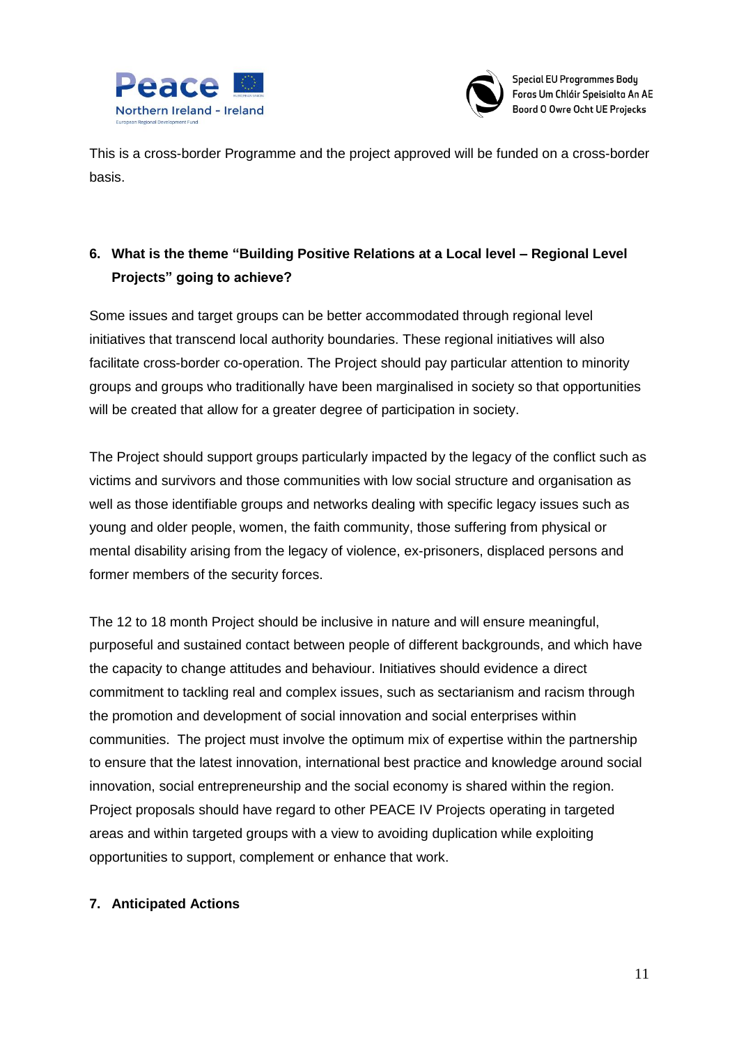This is a cross-border Programme and the project approved will be funded on a cross-border basis.

## 6. What is the theme "Building Positive Relations at a Local level – Regional Level Projects" going to achieve?

Some issues and target groups can be better accommodated through regional level initiatives that transcend local authority boundaries. These regional initiatives will also facilitate cross-border co-operation. The Project should pay particular attention to minority groups and groups who traditionally have been marginalised in society so that opportunities will be created that allow for a greater degree of participation in society.

The Project should support groups particularly impacted by the legacy of the conflict such as victims and survivors and those communities with low social structure and organisation as well as those identifiable groups and networks dealing with specific legacy issues such as young and older people, women, the faith community, those suffering from physical or mental disability arising from the legacy of violence, ex-prisoners, displaced persons and former members of the security forces.

The 12 to 18 month Project should be inclusive in nature and will ensure meaningful, purposeful and sustained contact between people of different backgrounds, and which have the capacity to change attitudes and behaviour. Initiatives should evidence a direct commitment to tackling real and complex issues, such as sectarianism and racism through the promotion and development of social innovation and social enterprises within communities. The project must involve the optimum mix of expertise within the partnership to ensure that the latest innovation, international best practice and knowledge around social innovation, social entrepreneurship and the social economy is shared within the region. Project proposals should have regard to other PEACE IV Projects operating in targeted areas and within targeted groups with a view to avoiding duplication while exploiting opportunities to support, complement or enhance that work.

## 7. Anticipated Actions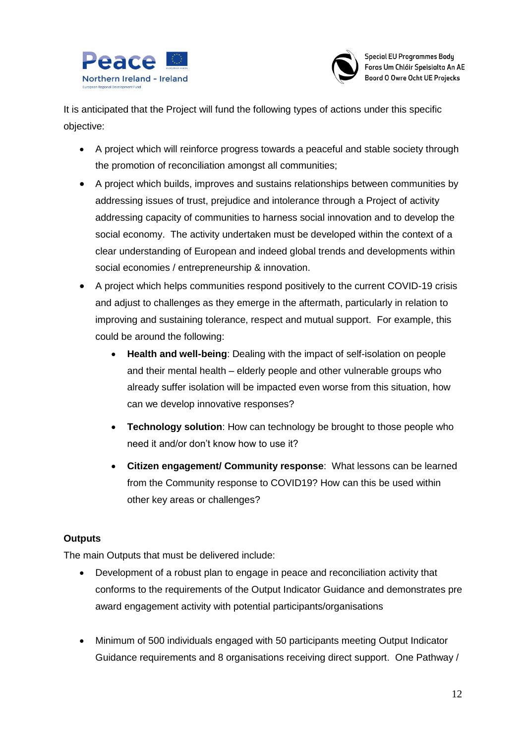It is anticipated that the Project will fund the following types of actions under this specific objective:

- A project which will reinforce progress towards a peaceful and stable society through the promotion of reconciliation amongst all communities;
- A project which builds, improves and sustains relationships between communities by addressing issues of trust, prejudice and intolerance through a Project of activity addressing capacity of communities to harness social innovation and to develop the social economy. The activity undertaken must be developed within the context of a clear understanding of European and indeed global trends and developments within social economies / entrepreneurship & innovation.
- A project which helps communities respond positively to the current COVID-19 crisis and adjust to challenges as they emerge in the aftermath, particularly in relation to improving and sustaining tolerance, respect and mutual support. For example, this could be around the following:
    - **Health and well-being**: Dealing with the impact of self-isolation on people and their mental health – elderly people and other vulnerable groups who already suffer isolation will be impacted even worse from this situation, how can we develop innovative responses?
    - **Technology solution**: How can technology be brought to those people who need it and/or don't know how to use it?
    - **Citizen engagement/ Community response**: What lessons can be learned from the Community response to COVID19? How can this be used within other key areas or challenges?

**Outputs**

The main Outputs that must be delivered include:

- Development of a robust plan to engage in peace and reconciliation activity that conforms to the requirements of the Output Indicator Guidance and demonstrates pre award engagement activity with potential participants/organisations
- Minimum of 500 individuals engaged with 50 participants meeting Output Indicator Guidance requirements and 8 organisations receiving direct support. One Pathway /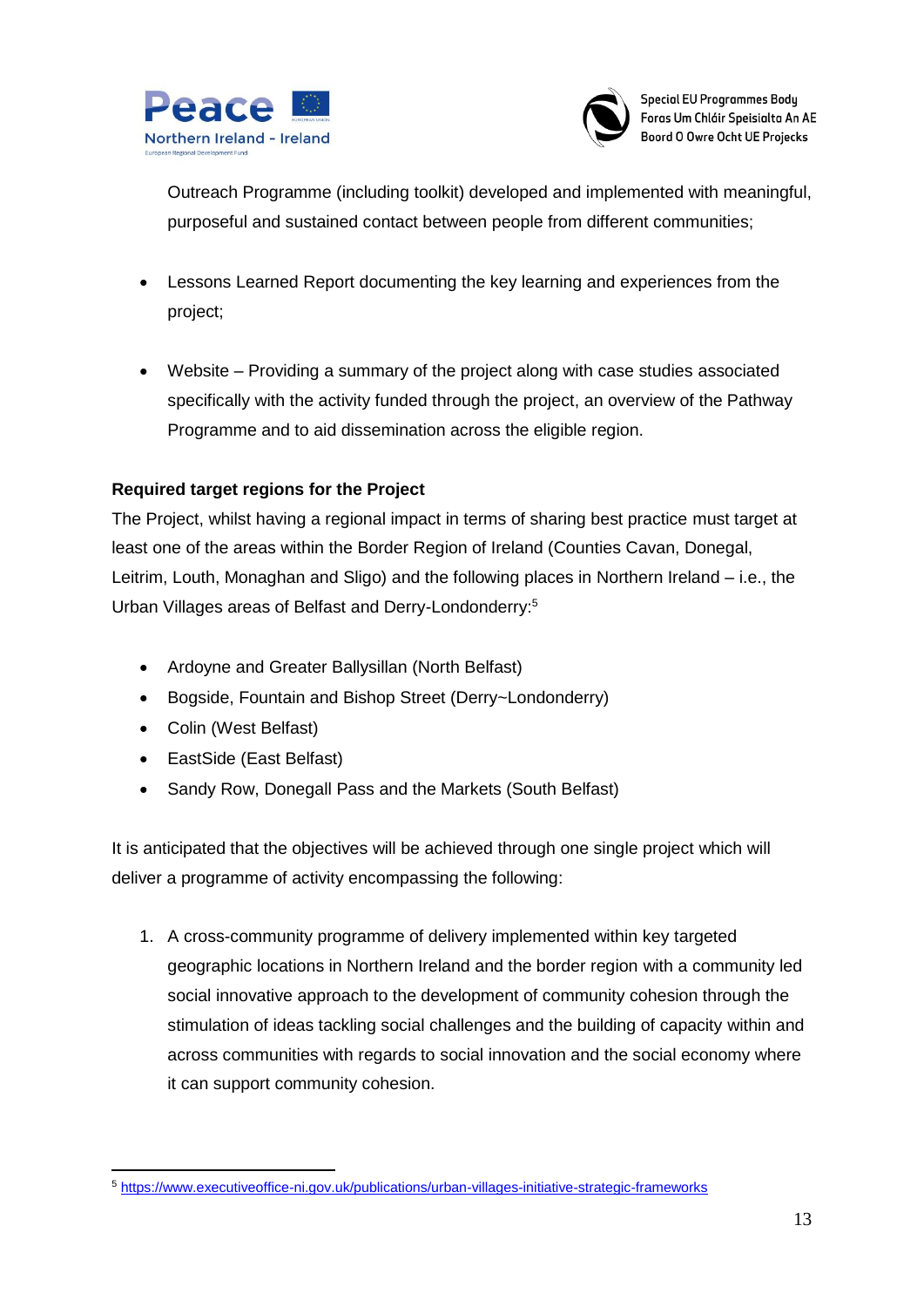Outreach Programme (including toolkit) developed and implemented with meaningful, purposeful and sustained contact between people from different communities;

- Lessons Learned Report documenting the key learning and experiences from the project;
- Website – Providing a summary of the project along with case studies associated specifically with the activity funded through the project, an overview of the Pathway Programme and to aid dissemination across the eligible region.

**Required target regions for the Project**

The Project, whilst having a regional impact in terms of sharing best practice must target at least one of the areas within the Border Region of Ireland (Counties Cavan, Donegal, Leitrim, Louth, Monaghan and Sligo) and the following places in Northern Ireland – i.e., the Urban Villages areas of Belfast and Derry-Londonderry:[5]

- Ardoyne and Greater Ballysillan (North Belfast)
- Bogside, Fountain and Bishop Street (Derry~Londonderry)
- Colin (West Belfast)
- EastSide (East Belfast)
- Sandy Row, Donegall Pass and the Markets (South Belfast)

It is anticipated that the objectives will be achieved through one single project which will deliver a programme of activity encompassing the following:

1. A cross-community programme of delivery implemented within key targeted geographic locations in Northern Ireland and the border region with a community led social innovative approach to the development of community cohesion through the stimulation of ideas tackling social challenges and the building of capacity within and across communities with regards to social innovation and the social economy where it can support community cohesion.

---

[5] https://www.executiveoffice-ni.gov.uk/publications/urban-villages-initiative-strategic-frameworks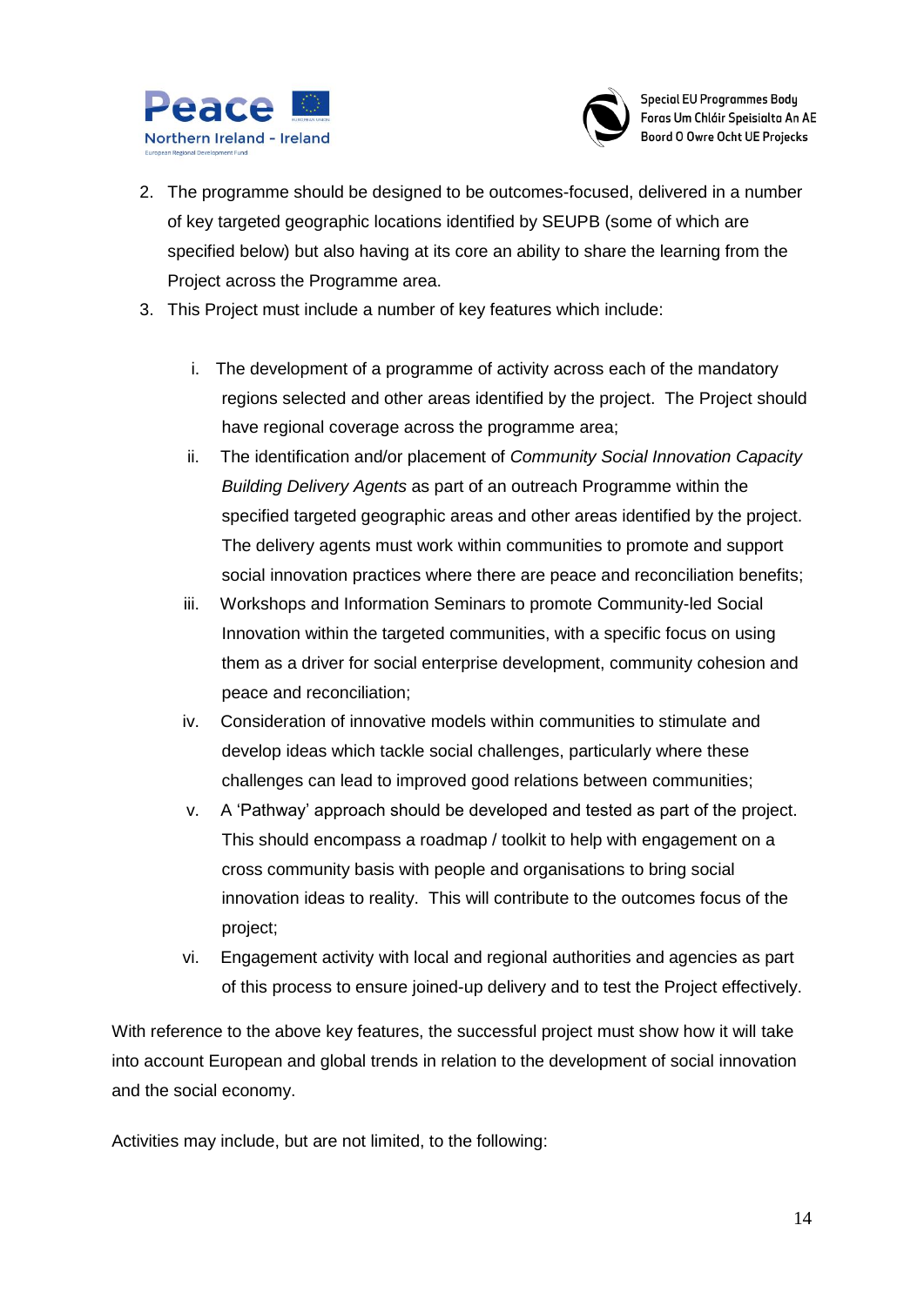2. The programme should be designed to be outcomes-focused, delivered in a number of key targeted geographic locations identified by SEUPB (some of which are specified below) but also having at its core an ability to share the learning from the Project across the Programme area.
3. This Project must include a number of key features which include:

   i. The development of a programme of activity across each of the mandatory regions selected and other areas identified by the project. The Project should have regional coverage across the programme area;

   ii. The identification and/or placement of *Community Social Innovation Capacity Building Delivery Agents* as part of an outreach Programme within the specified targeted geographic areas and other areas identified by the project. The delivery agents must work within communities to promote and support social innovation practices where there are peace and reconciliation benefits;

   iii. Workshops and Information Seminars to promote Community-led Social Innovation within the targeted communities, with a specific focus on using them as a driver for social enterprise development, community cohesion and peace and reconciliation;

   iv. Consideration of innovative models within communities to stimulate and develop ideas which tackle social challenges, particularly where these challenges can lead to improved good relations between communities;

   v. A 'Pathway' approach should be developed and tested as part of the project. This should encompass a roadmap / toolkit to help with engagement on a cross community basis with people and organisations to bring social innovation ideas to reality. This will contribute to the outcomes focus of the project;

   vi. Engagement activity with local and regional authorities and agencies as part of this process to ensure joined-up delivery and to test the Project effectively.

With reference to the above key features, the successful project must show how it will take into account European and global trends in relation to the development of social innovation and the social economy.

Activities may include, but are not limited, to the following: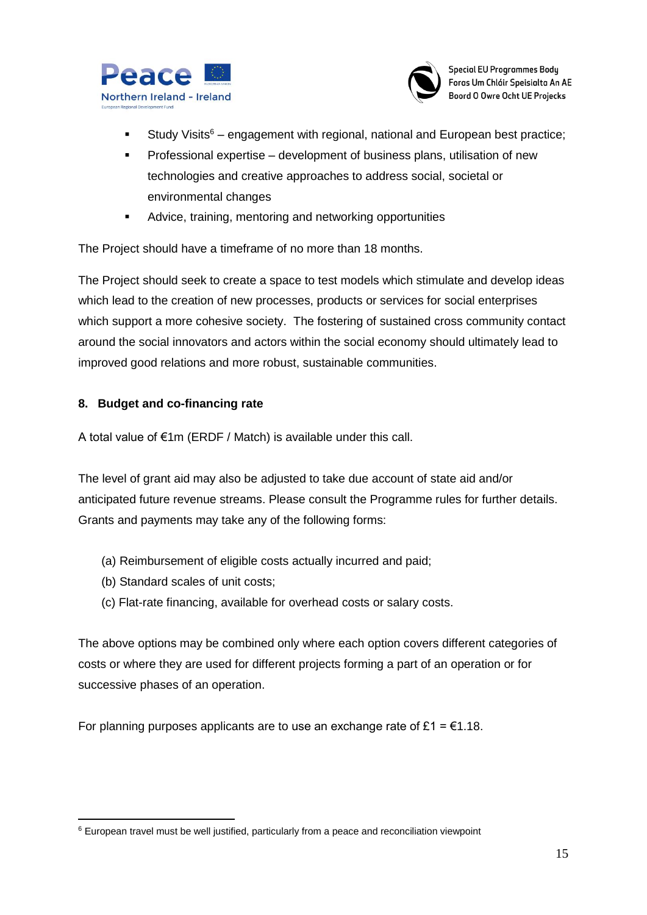- Study Visits[6] – engagement with regional, national and European best practice;
- Professional expertise – development of business plans, utilisation of new technologies and creative approaches to address social, societal or environmental changes
- Advice, training, mentoring and networking opportunities

The Project should have a timeframe of no more than 18 months.

The Project should seek to create a space to test models which stimulate and develop ideas which lead to the creation of new processes, products or services for social enterprises which support a more cohesive society. The fostering of sustained cross community contact around the social innovators and actors within the social economy should ultimately lead to improved good relations and more robust, sustainable communities.

## 8. Budget and co-financing rate

A total value of €1m (ERDF / Match) is available under this call.

The level of grant aid may also be adjusted to take due account of state aid and/or anticipated future revenue streams. Please consult the Programme rules for further details. Grants and payments may take any of the following forms:

(a) Reimbursement of eligible costs actually incurred and paid;
(b) Standard scales of unit costs;
(c) Flat-rate financing, available for overhead costs or salary costs.

The above options may be combined only where each option covers different categories of costs or where they are used for different projects forming a part of an operation or for successive phases of an operation.

For planning purposes applicants are to use an exchange rate of £1 = €1.18.

[6] European travel must be well justified, particularly from a peace and reconciliation viewpoint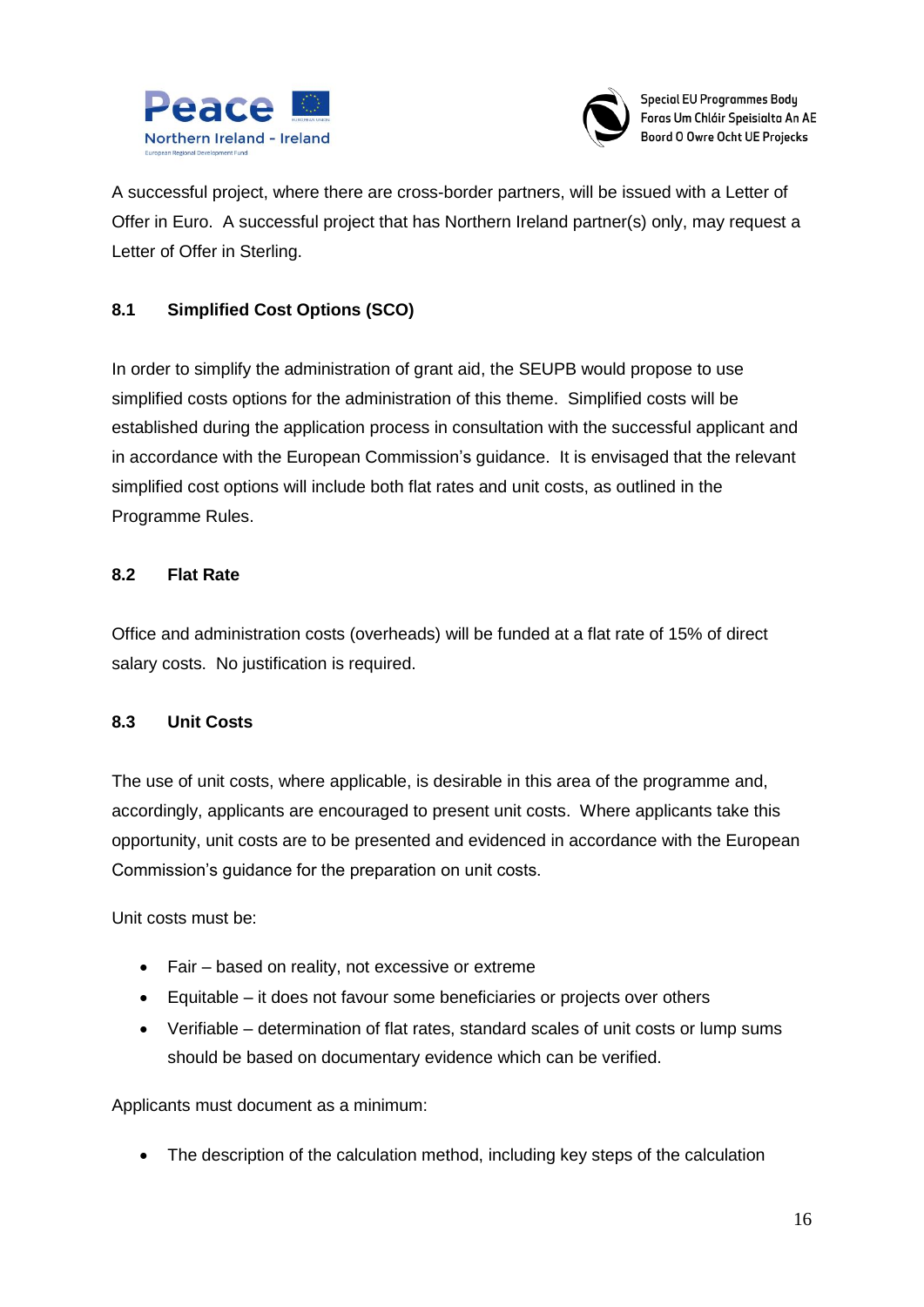A successful project, where there are cross-border partners, will be issued with a Letter of Offer in Euro. A successful project that has Northern Ireland partner(s) only, may request a Letter of Offer in Sterling.

### 8.1 Simplified Cost Options (SCO)

In order to simplify the administration of grant aid, the SEUPB would propose to use simplified costs options for the administration of this theme. Simplified costs will be established during the application process in consultation with the successful applicant and in accordance with the European Commission's guidance. It is envisaged that the relevant simplified cost options will include both flat rates and unit costs, as outlined in the Programme Rules.

### 8.2 Flat Rate

Office and administration costs (overheads) will be funded at a flat rate of 15% of direct salary costs. No justification is required.

### 8.3 Unit Costs

The use of unit costs, where applicable, is desirable in this area of the programme and, accordingly, applicants are encouraged to present unit costs. Where applicants take this opportunity, unit costs are to be presented and evidenced in accordance with the European Commission's guidance for the preparation on unit costs.

Unit costs must be:

- Fair – based on reality, not excessive or extreme
- Equitable – it does not favour some beneficiaries or projects over others
- Verifiable – determination of flat rates, standard scales of unit costs or lump sums should be based on documentary evidence which can be verified.

Applicants must document as a minimum:

- The description of the calculation method, including key steps of the calculation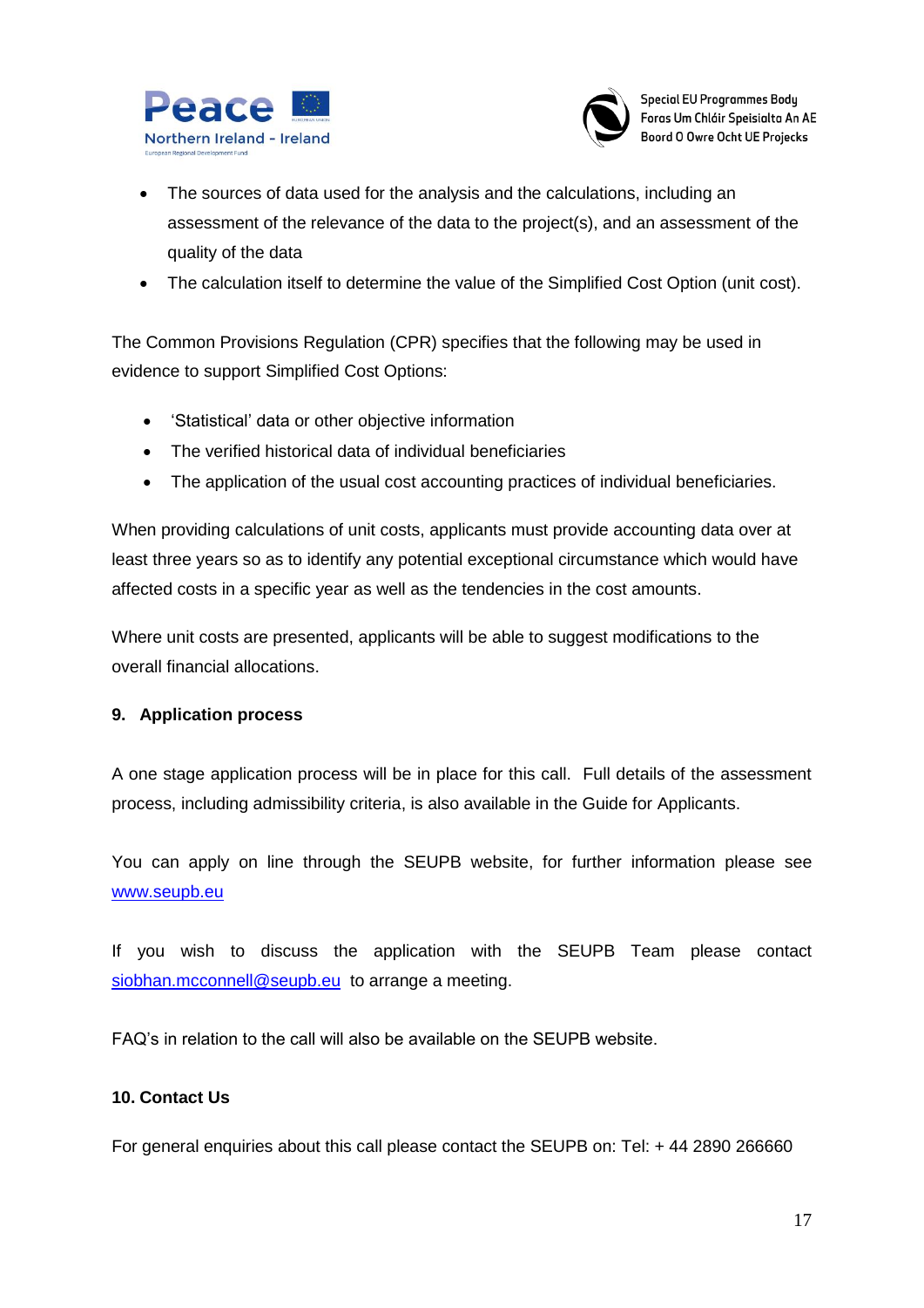- The sources of data used for the analysis and the calculations, including an assessment of the relevance of the data to the project(s), and an assessment of the quality of the data
- The calculation itself to determine the value of the Simplified Cost Option (unit cost).

The Common Provisions Regulation (CPR) specifies that the following may be used in evidence to support Simplified Cost Options:

- 'Statistical' data or other objective information
- The verified historical data of individual beneficiaries
- The application of the usual cost accounting practices of individual beneficiaries.

When providing calculations of unit costs, applicants must provide accounting data over at least three years so as to identify any potential exceptional circumstance which would have affected costs in a specific year as well as the tendencies in the cost amounts.

Where unit costs are presented, applicants will be able to suggest modifications to the overall financial allocations.

## 9. Application process

A one stage application process will be in place for this call. Full details of the assessment process, including admissibility criteria, is also available in the Guide for Applicants.

You can apply on line through the SEUPB website, for further information please see www.seupb.eu

If you wish to discuss the application with the SEUPB Team please contact siobhan.mcconnell@seupb.eu to arrange a meeting.

FAQ's in relation to the call will also be available on the SEUPB website.

## 10. Contact Us

For general enquiries about this call please contact the SEUPB on: Tel: + 44 2890 266660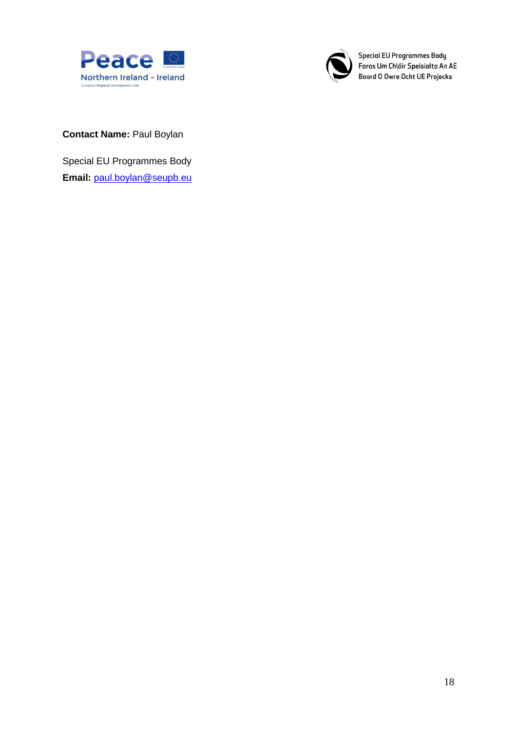**Contact Name:** Paul Boylan

Special EU Programmes Body

**Email:** paul.boylan@seupb.eu